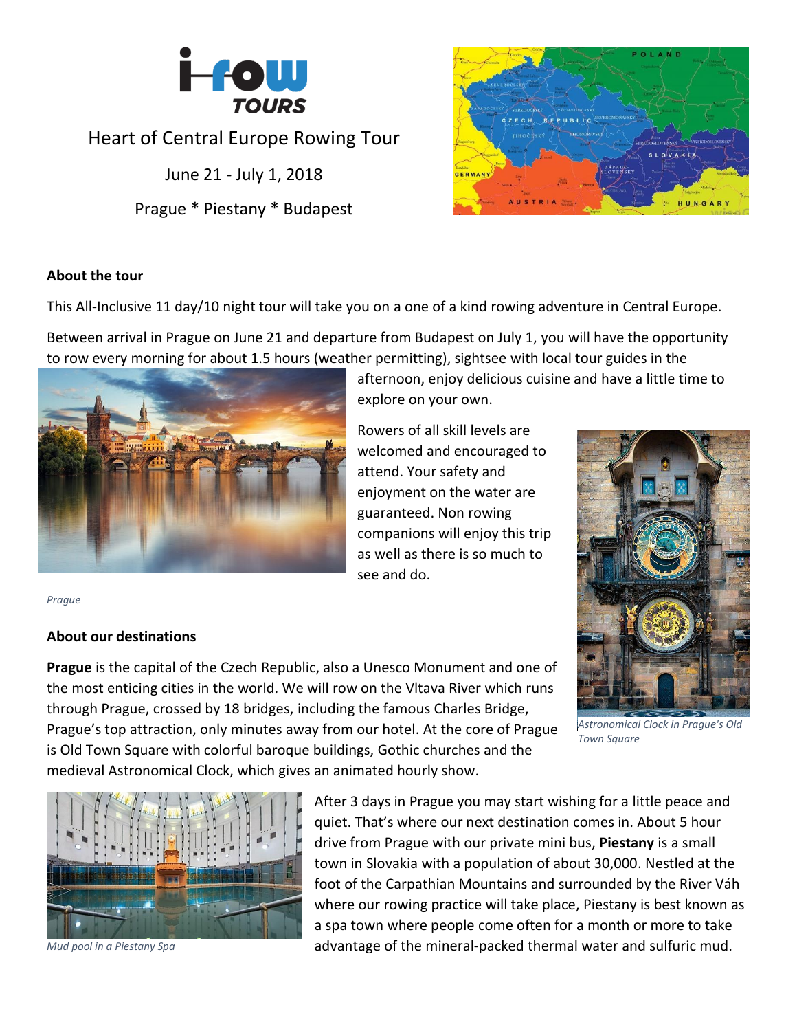# Heart of Central Europe Rowing Tour

June 21 - July 1, 2018

Prague * Piestany * Budapest

**About the tour**

This All-Inclusive 11 day/10 night tour will take you on a one of a kind rowing adventure in Central Europe.

Between arrival in Prague on June 21 and departure from Budapest on July 1, you will have the opportunity to row every morning for about 1.5 hours (weather permitting), sightsee with local tour guides in the afternoon, enjoy delicious cuisine and have a little time to explore on your own.

Rowers of all skill levels are welcomed and encouraged to attend. Your safety and enjoyment on the water are guaranteed. Non rowing companions will enjoy this trip as well as there is so much to see and do.

*Prague*

*Astronomical Clock in Prague's Old Town Square*

**About our destinations**

**Prague** is the capital of the Czech Republic, also a Unesco Monument and one of the most enticing cities in the world. We will row on the Vltava River which runs through Prague, crossed by 18 bridges, including the famous Charles Bridge, Prague's top attraction, only minutes away from our hotel. At the core of Prague is Old Town Square with colorful baroque buildings, Gothic churches and the medieval Astronomical Clock, which gives an animated hourly show.

After 3 days in Prague you may start wishing for a little peace and quiet. That's where our next destination comes in. About 5 hour drive from Prague with our private mini bus, **Piestany** is a small town in Slovakia with a population of about 30,000. Nestled at the foot of the Carpathian Mountains and surrounded by the River Váh where our rowing practice will take place, Piestany is best known as a spa town where people come often for a month or more to take advantage of the mineral-packed thermal water and sulfuric mud.

*Mud pool in a Piestany Spa*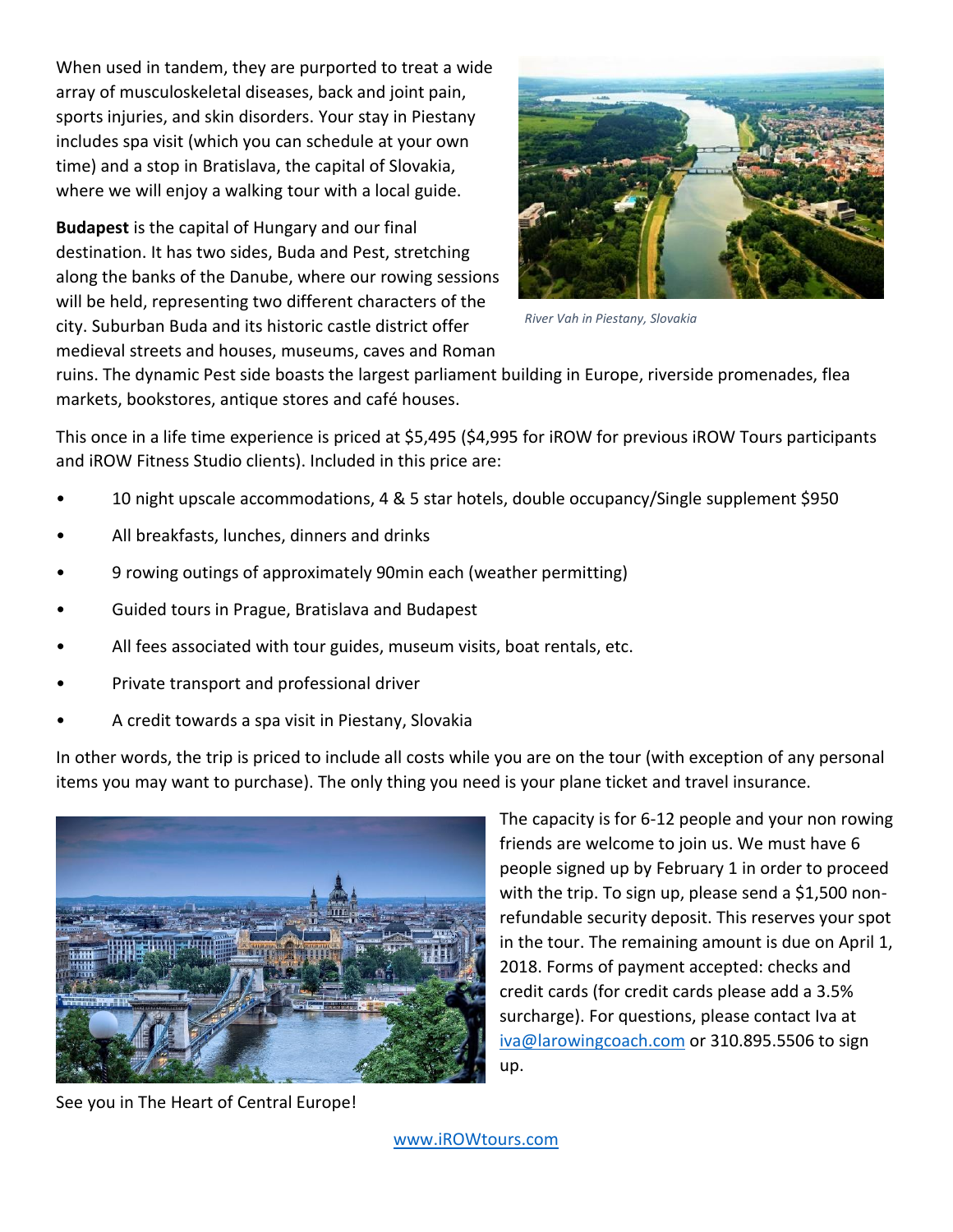When used in tandem, they are purported to treat a wide array of musculoskeletal diseases, back and joint pain, sports injuries, and skin disorders. Your stay in Piestany includes spa visit (which you can schedule at your own time) and a stop in Bratislava, the capital of Slovakia, where we will enjoy a walking tour with a local guide.

*River Vah in Piestany, Slovakia*

**Budapest** is the capital of Hungary and our final destination. It has two sides, Buda and Pest, stretching along the banks of the Danube, where our rowing sessions will be held, representing two different characters of the city. Suburban Buda and its historic castle district offer medieval streets and houses, museums, caves and Roman ruins. The dynamic Pest side boasts the largest parliament building in Europe, riverside promenades, flea markets, bookstores, antique stores and café houses.

This once in a life time experience is priced at $5,495 ($4,995 for iROW for previous iROW Tours participants and iROW Fitness Studio clients). Included in this price are:

- 10 night upscale accommodations, 4 & 5 star hotels, double occupancy/Single supplement $950
- All breakfasts, lunches, dinners and drinks
- 9 rowing outings of approximately 90min each (weather permitting)
- Guided tours in Prague, Bratislava and Budapest
- All fees associated with tour guides, museum visits, boat rentals, etc.
- Private transport and professional driver
- A credit towards a spa visit in Piestany, Slovakia

In other words, the trip is priced to include all costs while you are on the tour (with exception of any personal items you may want to purchase). The only thing you need is your plane ticket and travel insurance.

The capacity is for 6-12 people and your non rowing friends are welcome to join us. We must have 6 people signed up by February 1 in order to proceed with the trip. To sign up, please send a $1,500 non-refundable security deposit. This reserves your spot in the tour. The remaining amount is due on April 1, 2018. Forms of payment accepted: checks and credit cards (for credit cards please add a 3.5% surcharge). For questions, please contact Iva at iva@larowingcoach.com or 310.895.5506 to sign up.

See you in The Heart of Central Europe!

www.iROWtours.com